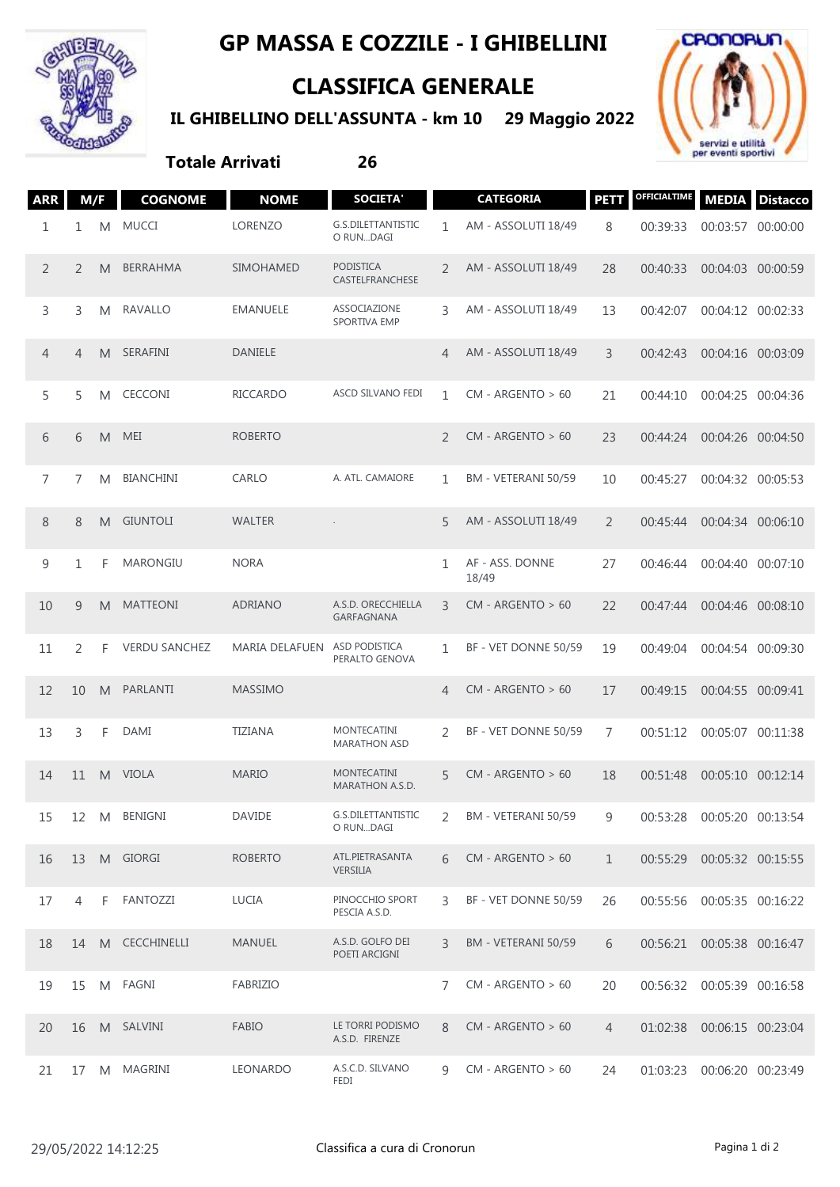# GP MASSA E COZZILE - I GHIBELLINI

## CLASSIFICA GENERALE

### IL GHIBELLINO DELL'ASSUNTA - km 10 29 Maggio 2022

**Totale Arrivati 26**

| ARR | M/F | | COGNOME | NOME | SOCIETA' | | CATEGORIA | PETT | OFFICIALTIME | MEDIA | Distacco |
|---|---|---|---|---|---|---|---|---|---|---|---|
| 1 | 1 | M | MUCCI | LORENZO | G.S.DILETTANTISTICO RUN...DAGI | 1 | AM - ASSOLUTI 18/49 | 8 | 00:39:33 | 00:03:57 | 00:00:00 |
| 2 | 2 | M | BERRAHMA | SIMOHAMED | PODISTICA CASTELFRANCHESE | 2 | AM - ASSOLUTI 18/49 | 28 | 00:40:33 | 00:04:03 | 00:00:59 |
| 3 | 3 | M | RAVALLO | EMANUELE | ASSOCIAZIONE SPORTIVA EMP | 3 | AM - ASSOLUTI 18/49 | 13 | 00:42:07 | 00:04:12 | 00:02:33 |
| 4 | 4 | M | SERAFINI | DANIELE | | 4 | AM - ASSOLUTI 18/49 | 3 | 00:42:43 | 00:04:16 | 00:03:09 |
| 5 | 5 | M | CECCONI | RICCARDO | ASCD SILVANO FEDI | 1 | CM - ARGENTO > 60 | 21 | 00:44:10 | 00:04:25 | 00:04:36 |
| 6 | 6 | M | MEI | ROBERTO | | 2 | CM - ARGENTO > 60 | 23 | 00:44:24 | 00:04:26 | 00:04:50 |
| 7 | 7 | M | BIANCHINI | CARLO | A. ATL. CAMAIORE | 1 | BM - VETERANI 50/59 | 10 | 00:45:27 | 00:04:32 | 00:05:53 |
| 8 | 8 | M | GIUNTOLI | WALTER | . | 5 | AM - ASSOLUTI 18/49 | 2 | 00:45:44 | 00:04:34 | 00:06:10 |
| 9 | 1 | F | MARONGIU | NORA | | 1 | AF - ASS. DONNE 18/49 | 27 | 00:46:44 | 00:04:40 | 00:07:10 |
| 10 | 9 | M | MATTEONI | ADRIANO | A.S.D. ORECCHIELLA GARFAGNANA | 3 | CM - ARGENTO > 60 | 22 | 00:47:44 | 00:04:46 | 00:08:10 |
| 11 | 2 | F | VERDU SANCHEZ | MARIA DELAFUEN | ASD PODISTICA PERALTO GENOVA | 1 | BF - VET DONNE 50/59 | 19 | 00:49:04 | 00:04:54 | 00:09:30 |
| 12 | 10 | M | PARLANTI | MASSIMO | | 4 | CM - ARGENTO > 60 | 17 | 00:49:15 | 00:04:55 | 00:09:41 |
| 13 | 3 | F | DAMI | TIZIANA | MONTECATINI MARATHON ASD | 2 | BF - VET DONNE 50/59 | 7 | 00:51:12 | 00:05:07 | 00:11:38 |
| 14 | 11 | M | VIOLA | MARIO | MONTECATINI MARATHON A.S.D. | 5 | CM - ARGENTO > 60 | 18 | 00:51:48 | 00:05:10 | 00:12:14 |
| 15 | 12 | M | BENIGNI | DAVIDE | G.S.DILETTANTISTICO RUN...DAGI | 2 | BM - VETERANI 50/59 | 9 | 00:53:28 | 00:05:20 | 00:13:54 |
| 16 | 13 | M | GIORGI | ROBERTO | ATL.PIETRASANTA VERSILIA | 6 | CM - ARGENTO > 60 | 1 | 00:55:29 | 00:05:32 | 00:15:55 |
| 17 | 4 | F | FANTOZZI | LUCIA | PINOCCHIO SPORT PESCIA A.S.D. | 3 | BF - VET DONNE 50/59 | 26 | 00:55:56 | 00:05:35 | 00:16:22 |
| 18 | 14 | M | CECCHINELLI | MANUEL | A.S.D. GOLFO DEI POETI ARCIGNI | 3 | BM - VETERANI 50/59 | 6 | 00:56:21 | 00:05:38 | 00:16:47 |
| 19 | 15 | M | FAGNI | FABRIZIO | | 7 | CM - ARGENTO > 60 | 20 | 00:56:32 | 00:05:39 | 00:16:58 |
| 20 | 16 | M | SALVINI | FABIO | LE TORRI PODISMO A.S.D. FIRENZE | 8 | CM - ARGENTO > 60 | 4 | 01:02:38 | 00:06:15 | 00:23:04 |
| 21 | 17 | M | MAGRINI | LEONARDO | A.S.C.D. SILVANO FEDI | 9 | CM - ARGENTO > 60 | 24 | 01:03:23 | 00:06:20 | 00:23:49 |

29/05/2022 14:12:25 Classifica a cura di Cronorun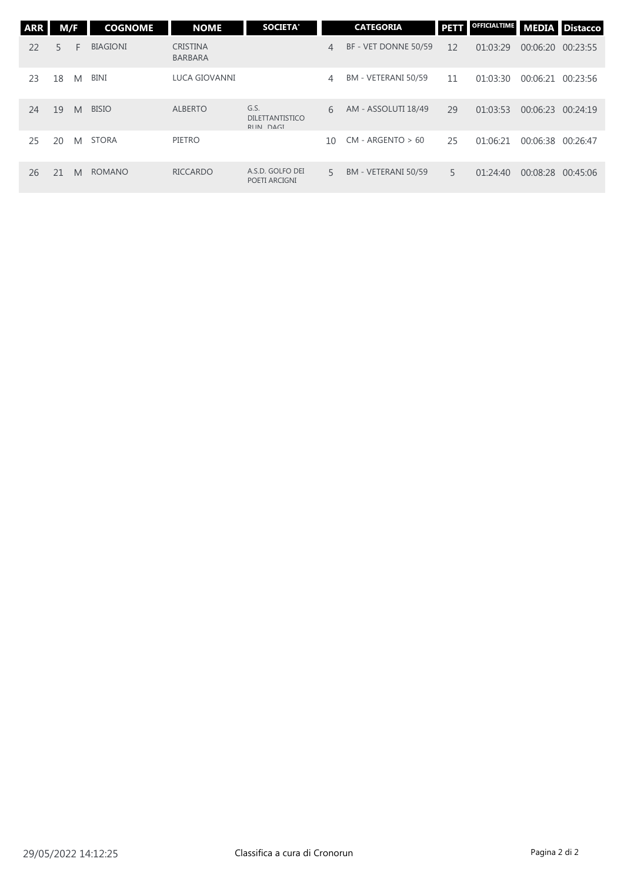| ARR | M/F | | COGNOME | NOME | SOCIETA' | | CATEGORIA | PETT | OFFICIALTIME | MEDIA | Distacco |
|---|---|---|---|---|---|---|---|---|---|---|---|
| 22 | 5 | F | BIAGIONI | CRISTINA BARBARA | | 4 | BF - VET DONNE 50/59 | 12 | 01:03:29 | 00:06:20 | 00:23:55 |
| 23 | 18 | M | BINI | LUCA GIOVANNI | | 4 | BM - VETERANI 50/59 | 11 | 01:03:30 | 00:06:21 | 00:23:56 |
| 24 | 19 | M | BISIO | ALBERTO | G.S. DILETTANTISTICO RUN DAGI | 6 | AM - ASSOLUTI 18/49 | 29 | 01:03:53 | 00:06:23 | 00:24:19 |
| 25 | 20 | M | STORA | PIETRO | | 10 | CM - ARGENTO > 60 | 25 | 01:06:21 | 00:06:38 | 00:26:47 |
| 26 | 21 | M | ROMANO | RICCARDO | A.S.D. GOLFO DEI POETI ARCIGNI | 5 | BM - VETERANI 50/59 | 5 | 01:24:40 | 00:08:28 | 00:45:06 |

29/05/2022 14:12:25 Classifica a cura di Cronorun